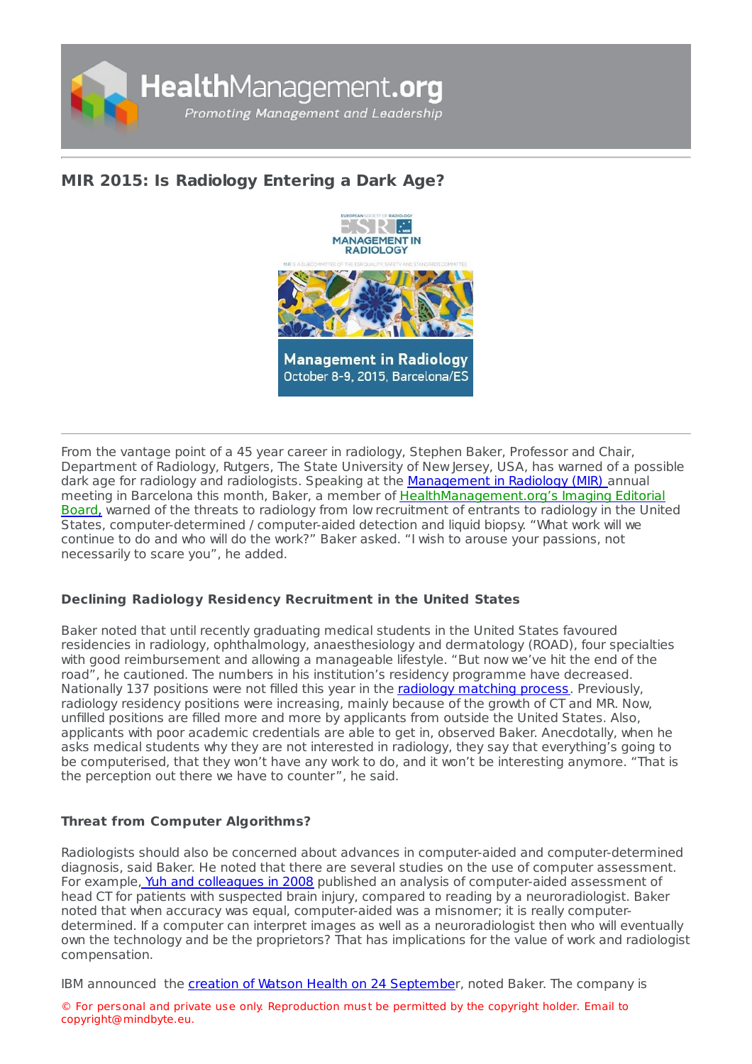# MIR 2015: Is Radiology Entering a Dark Age?

From the vantage point of a 45 year career in radiology, Stephen Baker, Professor and Chair, Department of Radiology, Rutgers, The State University of New Jersey, USA, has warned of a possible dark age for radiology and radiologists. Speaking at the Management in Radiology (MIR) annual meeting in Barcelona this month, Baker, a member of HealthManagement.org's Imaging Editorial Board, warned of the threats to radiology from low recruitment of entrants to radiology in the United States, computer-determined / computer-aided detection and liquid biopsy. "What work will we continue to do and who will do the work?" Baker asked. "I wish to arouse your passions, not necessarily to scare you", he added.

### Declining Radiology Residency Recruitment in the United States

Baker noted that until recently graduating medical students in the United States favoured residencies in radiology, ophthalmology, anaesthesiology and dermatology (ROAD), four specialties with good reimbursement and allowing a manageable lifestyle. "But now we've hit the end of the road", he cautioned. The numbers in his institution's residency programme have decreased. Nationally 137 positions were not filled this year in the radiology matching process. Previously, radiology residency positions were increasing, mainly because of the growth of CT and MR. Now, unfilled positions are filled more and more by applicants from outside the United States. Also, applicants with poor academic credentials are able to get in, observed Baker. Anecdotally, when he asks medical students why they are not interested in radiology, they say that everything's going to be computerised, that they won't have any work to do, and it won't be interesting anymore. "That is the perception out there we have to counter", he said.

### Threat from Computer Algorithms?

Radiologists should also be concerned about advances in computer-aided and computer-determined diagnosis, said Baker. He noted that there are several studies on the use of computer assessment. For example, Yuh and colleagues in 2008 published an analysis of computer-aided assessment of head CT for patients with suspected brain injury, compared to reading by a neuroradiologist. Baker noted that when accuracy was equal, computer-aided was a misnomer; it is really computer-determined. If a computer can interpret images as well as a neuroradiologist then who will eventually own the technology and be the proprietors? That has implications for the value of work and radiologist compensation.

IBM announced the creation of Watson Health on 24 September, noted Baker. The company is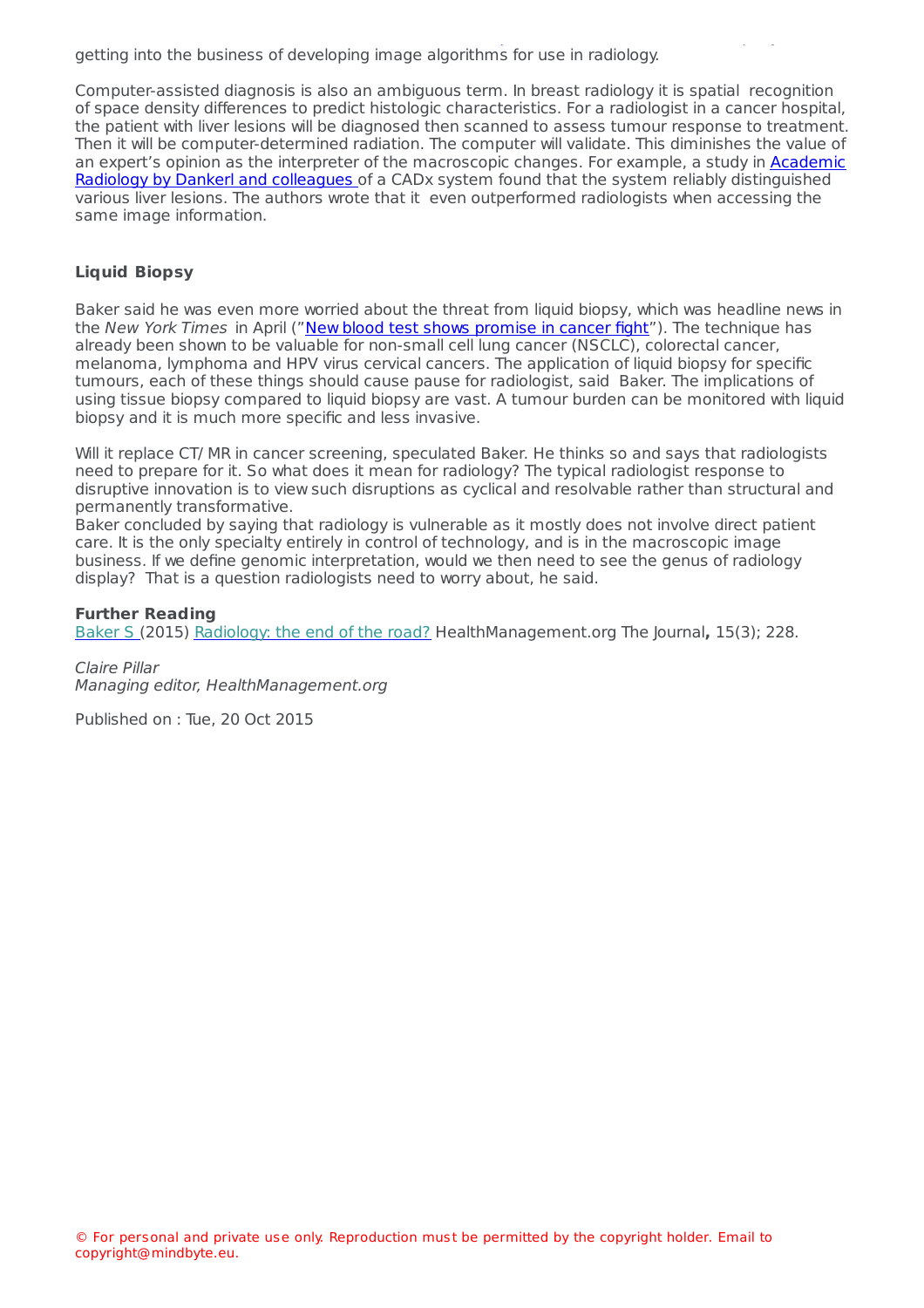getting into the business of developing image algorithms for use in radiology.

Computer-assisted diagnosis is also an ambiguous term. In breast radiology it is spatial recognition of space density differences to predict histologic characteristics. For a radiologist in a cancer hospital, the patient with liver lesions will be diagnosed then scanned to assess tumour response to treatment. Then it will be computer-determined radiation. The computer will validate. This diminishes the value of an expert's opinion as the interpreter of the macroscopic changes. For example, a study in Academic Radiology by Dankerl and colleagues of a CADx system found that the system reliably distinguished various liver lesions. The authors wrote that it even outperformed radiologists when accessing the same image information.

**Liquid Biopsy**

Baker said he was even more worried about the threat from liquid biopsy, which was headline news in the *New York Times* in April ("New blood test shows promise in cancer fight"). The technique has already been shown to be valuable for non-small cell lung cancer (NSCLC), colorectal cancer, melanoma, lymphoma and HPV virus cervical cancers. The application of liquid biopsy for specific tumours, each of these things should cause pause for radiologist, said Baker. The implications of using tissue biopsy compared to liquid biopsy are vast. A tumour burden can be monitored with liquid biopsy and it is much more specific and less invasive.

Will it replace CT/ MR in cancer screening, speculated Baker. He thinks so and says that radiologists need to prepare for it. So what does it mean for radiology? The typical radiologist response to disruptive innovation is to view such disruptions as cyclical and resolvable rather than structural and permanently transformative.
Baker concluded by saying that radiology is vulnerable as it mostly does not involve direct patient care. It is the only specialty entirely in control of technology, and is in the macroscopic image business. If we define genomic interpretation, would we then need to see the genus of radiology display? That is a question radiologists need to worry about, he said.

**Further Reading**
Baker S (2015) Radiology: the end of the road? HealthManagement.org The Journal**,** 15(3); 228.

*Claire Pillar*
*Managing editor, HealthManagement.org*

Published on : Tue, 20 Oct 2015

© For personal and private use only. Reproduction must be permitted by the copyright holder. Email to copyright@mindbyte.eu.